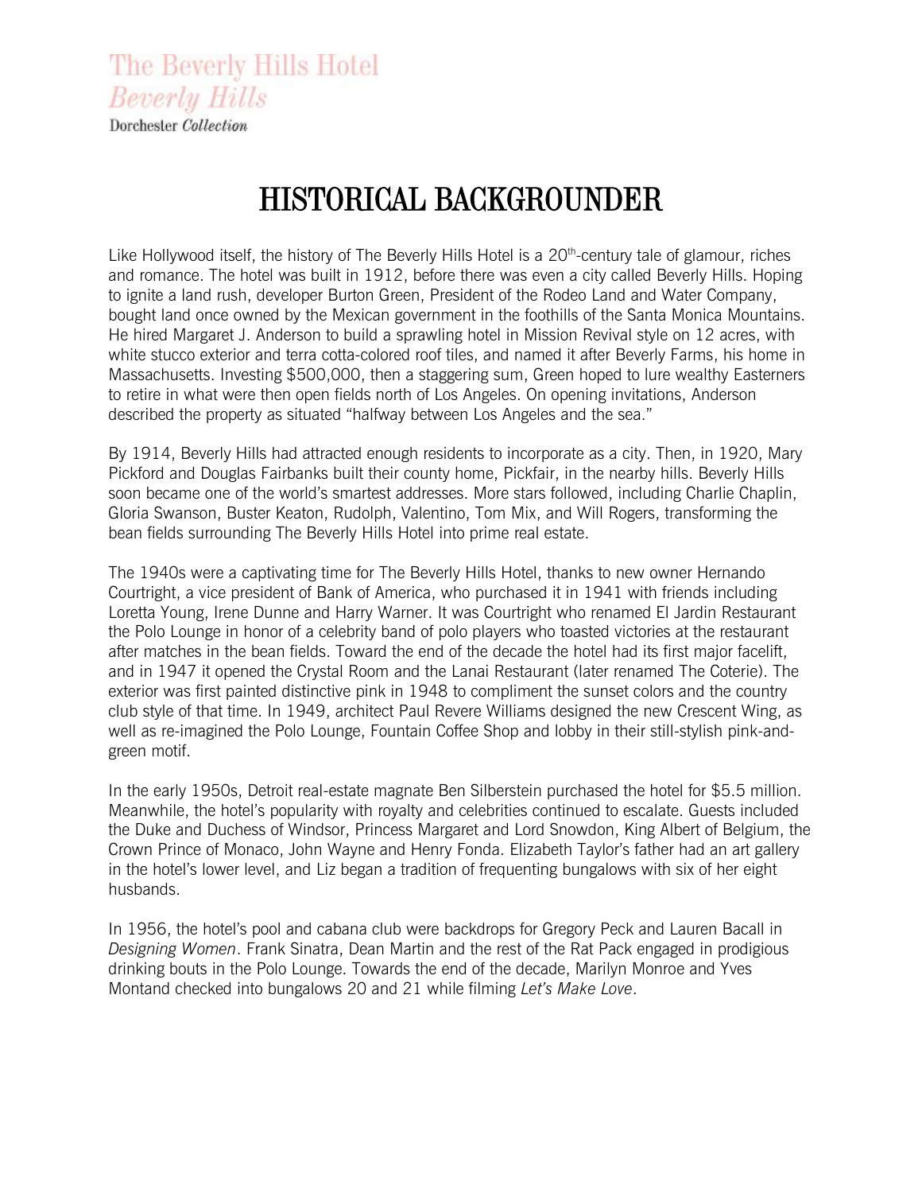The Beverly Hills Hotel
*Beverly Hills*
Dorchester *Collection*

# HISTORICAL BACKGROUNDER

Like Hollywood itself, the history of The Beverly Hills Hotel is a 20[th]-century tale of glamour, riches and romance. The hotel was built in 1912, before there was even a city called Beverly Hills. Hoping to ignite a land rush, developer Burton Green, President of the Rodeo Land and Water Company, bought land once owned by the Mexican government in the foothills of the Santa Monica Mountains. He hired Margaret J. Anderson to build a sprawling hotel in Mission Revival style on 12 acres, with white stucco exterior and terra cotta-colored roof tiles, and named it after Beverly Farms, his home in Massachusetts. Investing $500,000, then a staggering sum, Green hoped to lure wealthy Easterners to retire in what were then open fields north of Los Angeles. On opening invitations, Anderson described the property as situated "halfway between Los Angeles and the sea."

By 1914, Beverly Hills had attracted enough residents to incorporate as a city. Then, in 1920, Mary Pickford and Douglas Fairbanks built their county home, Pickfair, in the nearby hills. Beverly Hills soon became one of the world's smartest addresses. More stars followed, including Charlie Chaplin, Gloria Swanson, Buster Keaton, Rudolph, Valentino, Tom Mix, and Will Rogers, transforming the bean fields surrounding The Beverly Hills Hotel into prime real estate.

The 1940s were a captivating time for The Beverly Hills Hotel, thanks to new owner Hernando Courtright, a vice president of Bank of America, who purchased it in 1941 with friends including Loretta Young, Irene Dunne and Harry Warner. It was Courtright who renamed El Jardin Restaurant the Polo Lounge in honor of a celebrity band of polo players who toasted victories at the restaurant after matches in the bean fields. Toward the end of the decade the hotel had its first major facelift, and in 1947 it opened the Crystal Room and the Lanai Restaurant (later renamed The Coterie). The exterior was first painted distinctive pink in 1948 to compliment the sunset colors and the country club style of that time. In 1949, architect Paul Revere Williams designed the new Crescent Wing, as well as re-imagined the Polo Lounge, Fountain Coffee Shop and lobby in their still-stylish pink-and-green motif.

In the early 1950s, Detroit real-estate magnate Ben Silberstein purchased the hotel for $5.5 million. Meanwhile, the hotel's popularity with royalty and celebrities continued to escalate. Guests included the Duke and Duchess of Windsor, Princess Margaret and Lord Snowdon, King Albert of Belgium, the Crown Prince of Monaco, John Wayne and Henry Fonda. Elizabeth Taylor's father had an art gallery in the hotel's lower level, and Liz began a tradition of frequenting bungalows with six of her eight husbands.

In 1956, the hotel's pool and cabana club were backdrops for Gregory Peck and Lauren Bacall in *Designing Women*. Frank Sinatra, Dean Martin and the rest of the Rat Pack engaged in prodigious drinking bouts in the Polo Lounge. Towards the end of the decade, Marilyn Monroe and Yves Montand checked into bungalows 20 and 21 while filming *Let's Make Love*.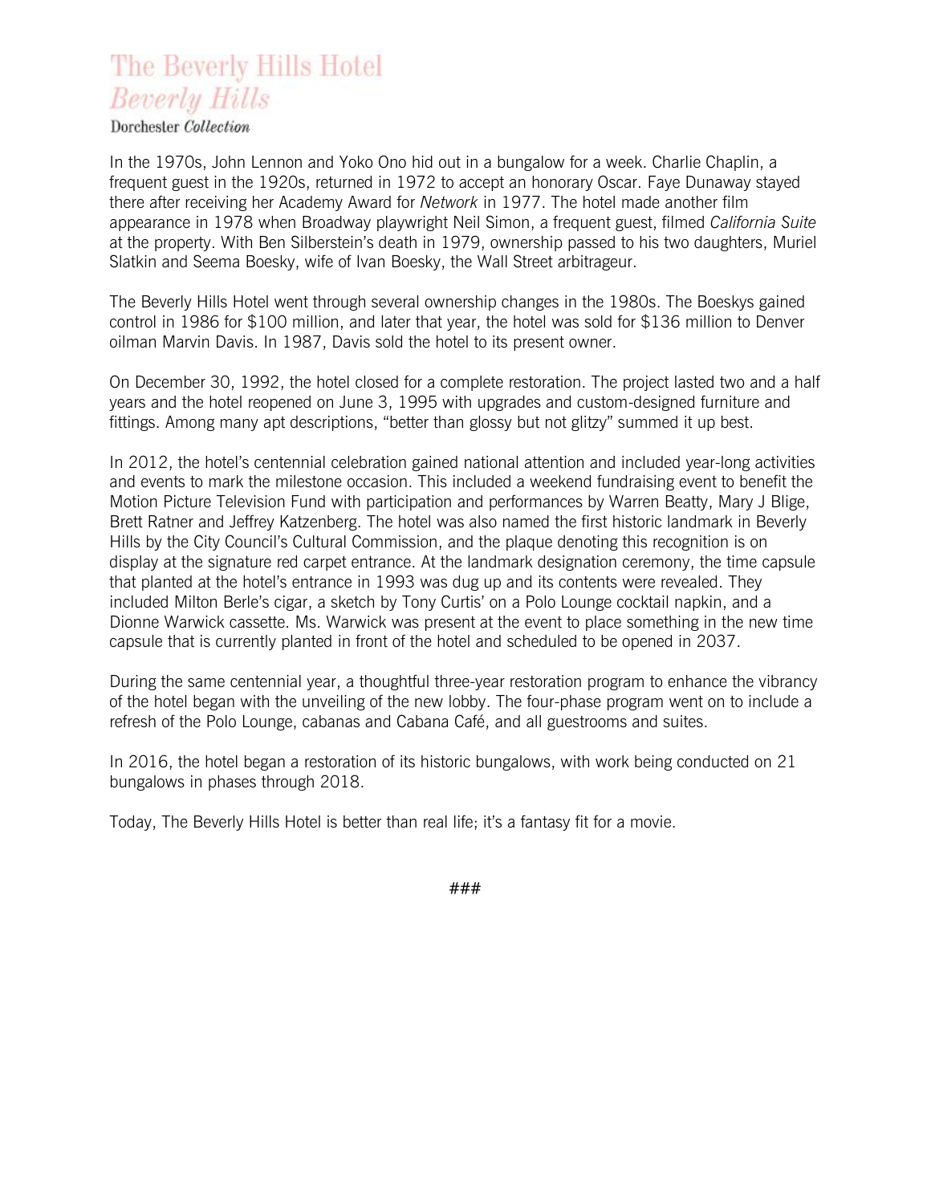The Beverly Hills Hotel
*Beverly Hills*
Dorchester *Collection*

In the 1970s, John Lennon and Yoko Ono hid out in a bungalow for a week. Charlie Chaplin, a frequent guest in the 1920s, returned in 1972 to accept an honorary Oscar. Faye Dunaway stayed there after receiving her Academy Award for *Network* in 1977. The hotel made another film appearance in 1978 when Broadway playwright Neil Simon, a frequent guest, filmed *California Suite* at the property. With Ben Silberstein's death in 1979, ownership passed to his two daughters, Muriel Slatkin and Seema Boesky, wife of Ivan Boesky, the Wall Street arbitrageur.

The Beverly Hills Hotel went through several ownership changes in the 1980s. The Boeskys gained control in 1986 for $100 million, and later that year, the hotel was sold for $136 million to Denver oilman Marvin Davis. In 1987, Davis sold the hotel to its present owner.

On December 30, 1992, the hotel closed for a complete restoration. The project lasted two and a half years and the hotel reopened on June 3, 1995 with upgrades and custom-designed furniture and fittings. Among many apt descriptions, "better than glossy but not glitzy" summed it up best.

In 2012, the hotel's centennial celebration gained national attention and included year-long activities and events to mark the milestone occasion. This included a weekend fundraising event to benefit the Motion Picture Television Fund with participation and performances by Warren Beatty, Mary J Blige, Brett Ratner and Jeffrey Katzenberg. The hotel was also named the first historic landmark in Beverly Hills by the City Council's Cultural Commission, and the plaque denoting this recognition is on display at the signature red carpet entrance. At the landmark designation ceremony, the time capsule that planted at the hotel's entrance in 1993 was dug up and its contents were revealed. They included Milton Berle's cigar, a sketch by Tony Curtis' on a Polo Lounge cocktail napkin, and a Dionne Warwick cassette. Ms. Warwick was present at the event to place something in the new time capsule that is currently planted in front of the hotel and scheduled to be opened in 2037.

During the same centennial year, a thoughtful three-year restoration program to enhance the vibrancy of the hotel began with the unveiling of the new lobby. The four-phase program went on to include a refresh of the Polo Lounge, cabanas and Cabana Café, and all guestrooms and suites.

In 2016, the hotel began a restoration of its historic bungalows, with work being conducted on 21 bungalows in phases through 2018.

Today, The Beverly Hills Hotel is better than real life; it's a fantasy fit for a movie.

###